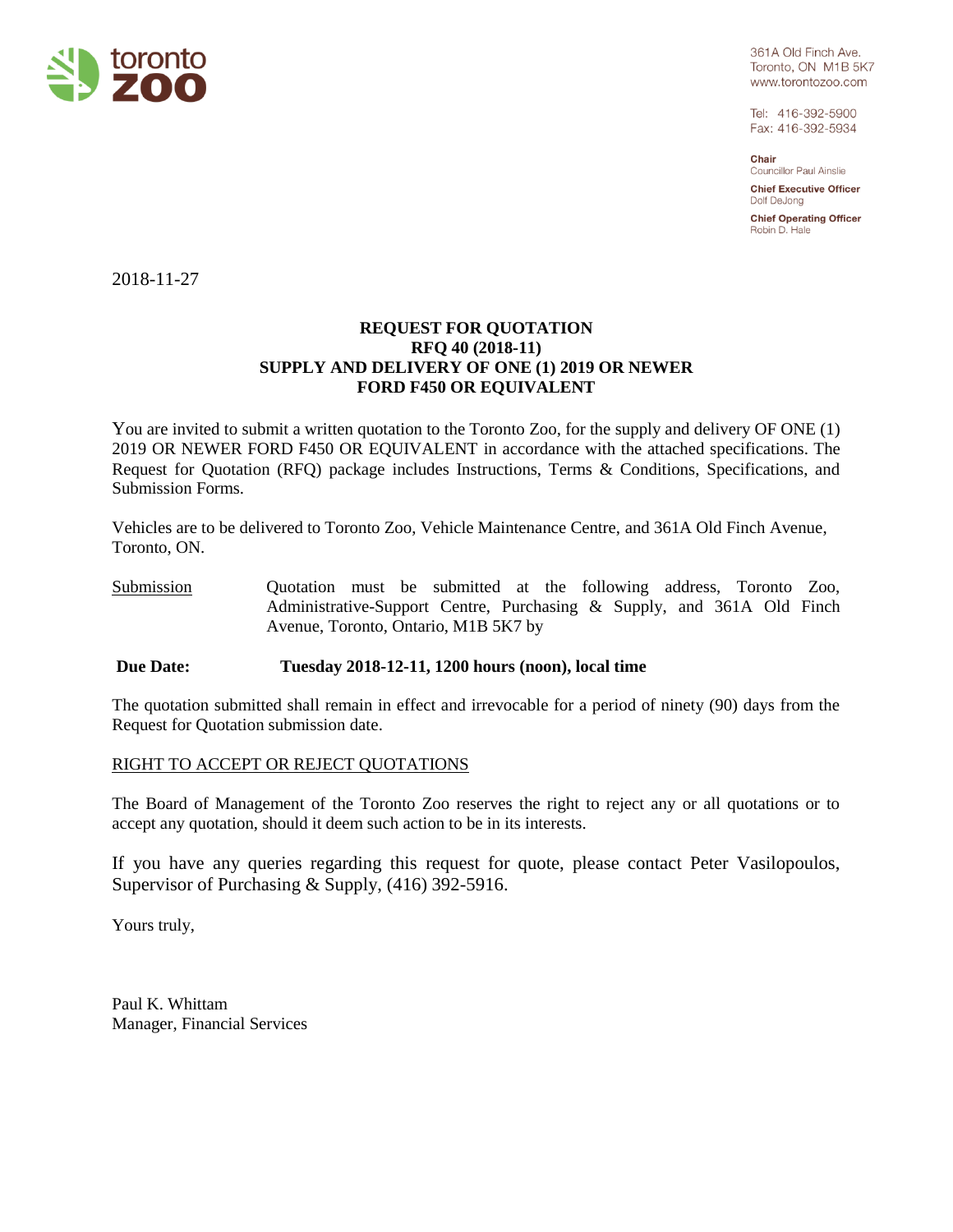toronto zoo

361A Old Finch Ave.
Toronto, ON M1B 5K7
www.torontozoo.com

Tel: 416-392-5900
Fax: 416-392-5934

**Chair**
Councillor Paul Ainslie

**Chief Executive Officer**
Dolf DeJong

**Chief Operating Officer**
Robin D. Hale

2018-11-27

**REQUEST FOR QUOTATION**
**RFQ 40 (2018-11)**
**SUPPLY AND DELIVERY OF ONE (1) 2019 OR NEWER**
**FORD F450 OR EQUIVALENT**

You are invited to submit a written quotation to the Toronto Zoo, for the supply and delivery OF ONE (1) 2019 OR NEWER FORD F450 OR EQUIVALENT in accordance with the attached specifications. The Request for Quotation (RFQ) package includes Instructions, Terms & Conditions, Specifications, and Submission Forms.

Vehicles are to be delivered to Toronto Zoo, Vehicle Maintenance Centre, and 361A Old Finch Avenue, Toronto, ON.

Submission — Quotation must be submitted at the following address, Toronto Zoo, Administrative-Support Centre, Purchasing & Supply, and 361A Old Finch Avenue, Toronto, Ontario, M1B 5K7 by

**Due Date: Tuesday 2018-12-11, 1200 hours (noon), local time**

The quotation submitted shall remain in effect and irrevocable for a period of ninety (90) days from the Request for Quotation submission date.

RIGHT TO ACCEPT OR REJECT QUOTATIONS

The Board of Management of the Toronto Zoo reserves the right to reject any or all quotations or to accept any quotation, should it deem such action to be in its interests.

If you have any queries regarding this request for quote, please contact Peter Vasilopoulos, Supervisor of Purchasing & Supply, (416) 392-5916.

Yours truly,

Paul K. Whittam
Manager, Financial Services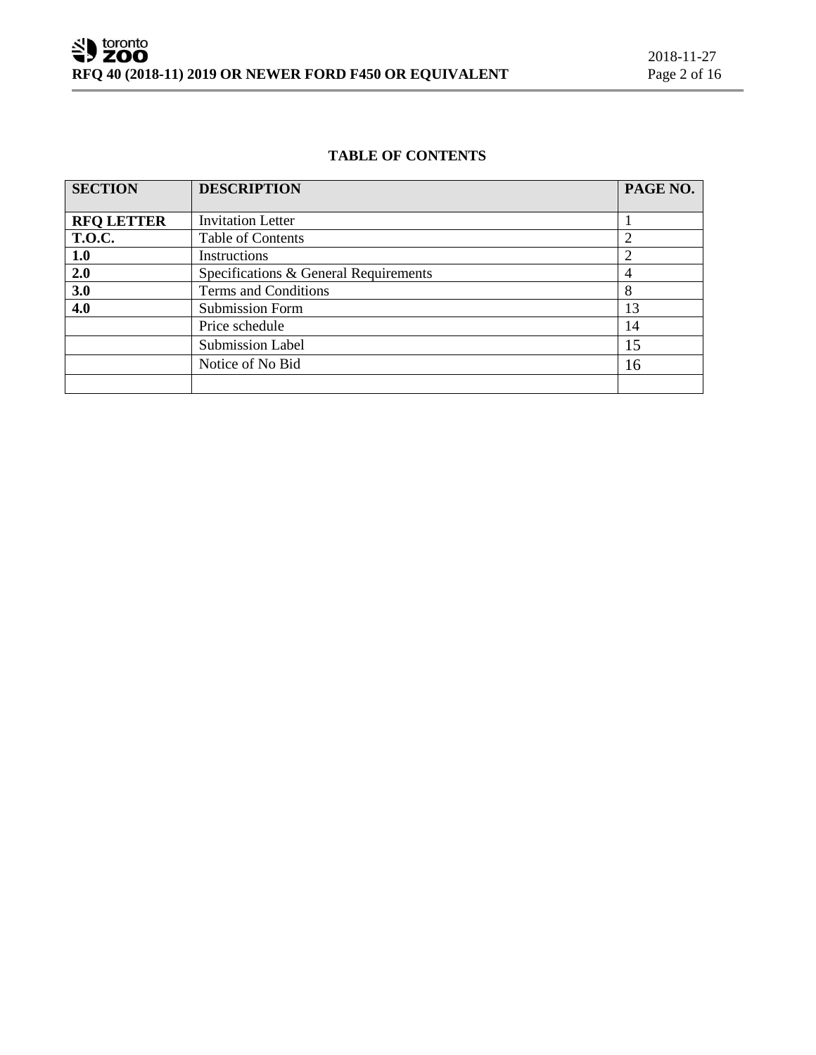**TABLE OF CONTENTS**

| SECTION | DESCRIPTION | PAGE NO. |
|---|---|---|
| **RFQ LETTER** | Invitation Letter | 1 |
| **T.O.C.** | Table of Contents | 2 |
| **1.0** | Instructions | 2 |
| **2.0** | Specifications & General Requirements | 4 |
| **3.0** | Terms and Conditions | 8 |
| **4.0** | Submission Form | 13 |
| | Price schedule | 14 |
| | Submission Label | 15 |
| | Notice of No Bid | 16 |
| | | |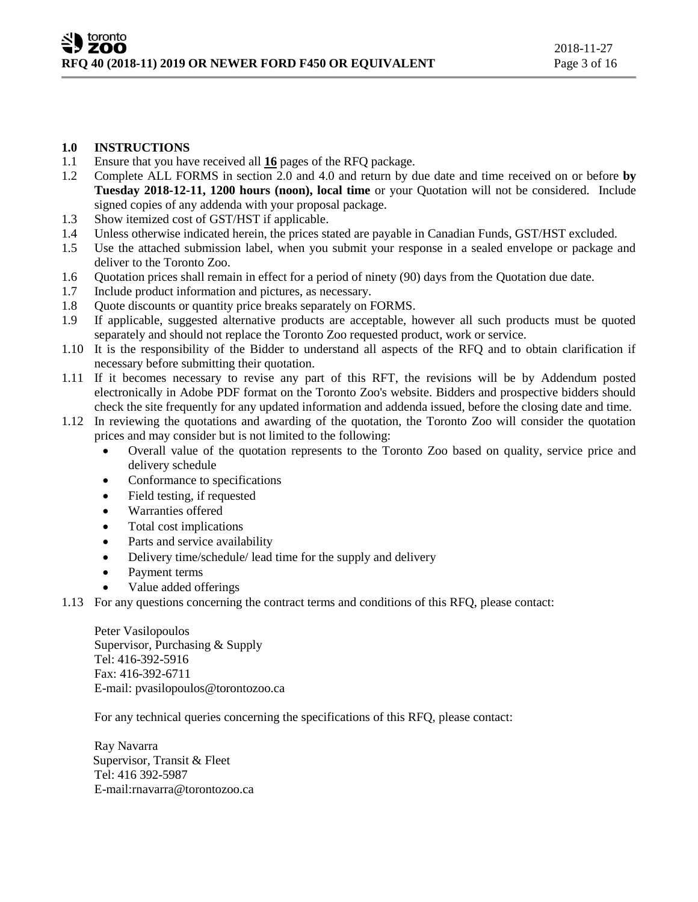## 1.0 INSTRUCTIONS

1.1 Ensure that you have received all **16** pages of the RFQ package.

1.2 Complete ALL FORMS in section 2.0 and 4.0 and return by due date and time received on or before **by Tuesday 2018-12-11, 1200 hours (noon), local time** or your Quotation will not be considered. Include signed copies of any addenda with your proposal package.

1.3 Show itemized cost of GST/HST if applicable.

1.4 Unless otherwise indicated herein, the prices stated are payable in Canadian Funds, GST/HST excluded.

1.5 Use the attached submission label, when you submit your response in a sealed envelope or package and deliver to the Toronto Zoo.

1.6 Quotation prices shall remain in effect for a period of ninety (90) days from the Quotation due date.

1.7 Include product information and pictures, as necessary.

1.8 Quote discounts or quantity price breaks separately on FORMS.

1.9 If applicable, suggested alternative products are acceptable, however all such products must be quoted separately and should not replace the Toronto Zoo requested product, work or service.

1.10 It is the responsibility of the Bidder to understand all aspects of the RFQ and to obtain clarification if necessary before submitting their quotation.

1.11 If it becomes necessary to revise any part of this RFT, the revisions will be by Addendum posted electronically in Adobe PDF format on the Toronto Zoo's website. Bidders and prospective bidders should check the site frequently for any updated information and addenda issued, before the closing date and time.

1.12 In reviewing the quotations and awarding of the quotation, the Toronto Zoo will consider the quotation prices and may consider but is not limited to the following:

- Overall value of the quotation represents to the Toronto Zoo based on quality, service price and delivery schedule
- Conformance to specifications
- Field testing, if requested
- Warranties offered
- Total cost implications
- Parts and service availability
- Delivery time/schedule/ lead time for the supply and delivery
- Payment terms
- Value added offerings

1.13 For any questions concerning the contract terms and conditions of this RFQ, please contact:

Peter Vasilopoulos
Supervisor, Purchasing & Supply
Tel: 416-392-5916
Fax: 416-392-6711
E-mail: pvasilopoulos@torontozoo.ca

For any technical queries concerning the specifications of this RFQ, please contact:

Ray Navarra
Supervisor, Transit & Fleet
Tel: 416 392-5987
E-mail:rnavarra@torontozoo.ca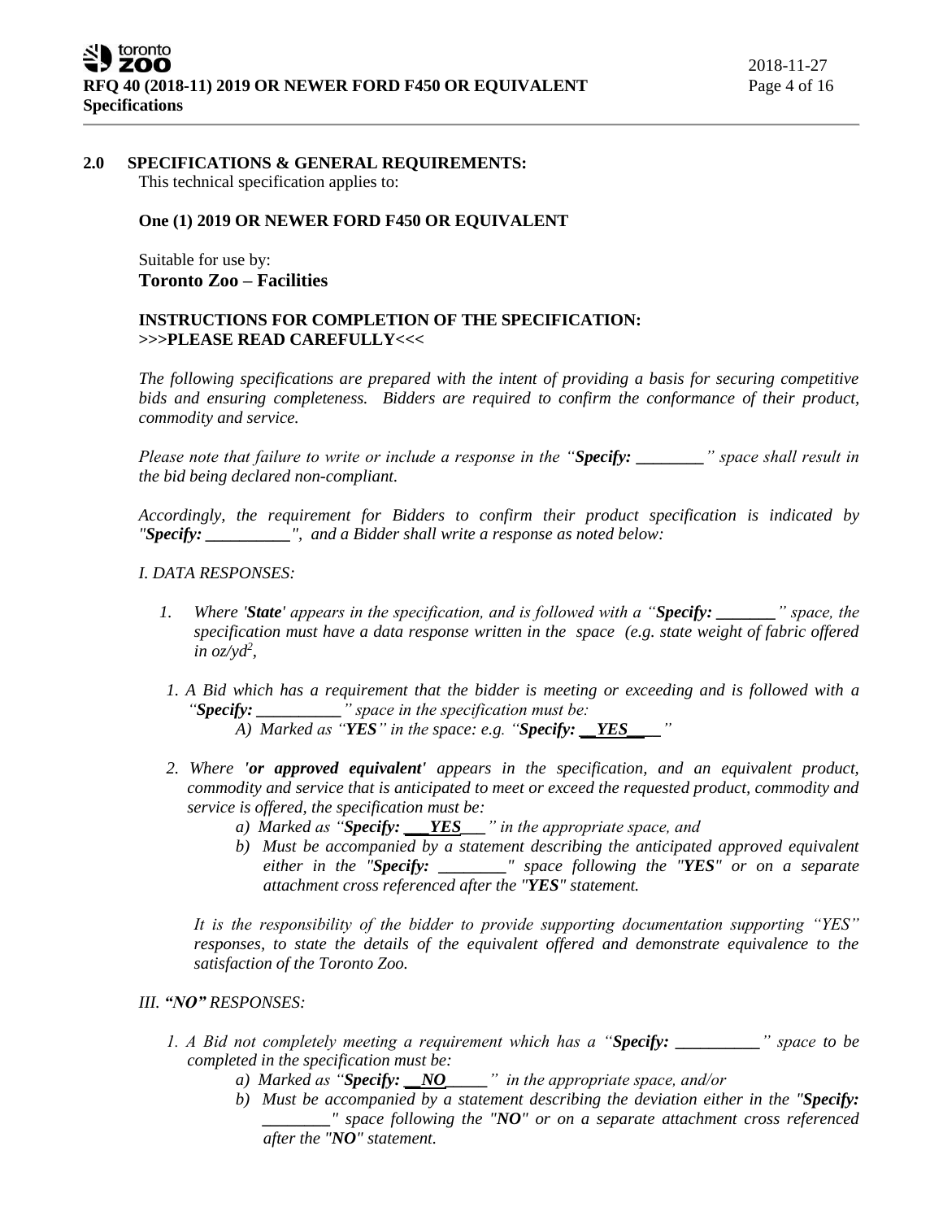## 2.0 SPECIFICATIONS & GENERAL REQUIREMENTS:

This technical specification applies to:

**One (1) 2019 OR NEWER FORD F450 OR EQUIVALENT**

Suitable for use by:
**Toronto Zoo – Facilities**

**INSTRUCTIONS FOR COMPLETION OF THE SPECIFICATION:**
**>>>PLEASE READ CAREFULLY<<<**

*The following specifications are prepared with the intent of providing a basis for securing competitive bids and ensuring completeness. Bidders are required to confirm the conformance of their product, commodity and service.*

*Please note that failure to write or include a response in the "**Specify: ________**" space shall result in the bid being declared non-compliant.*

*Accordingly, the requirement for Bidders to confirm their product specification is indicated by "**Specify: __________**", and a Bidder shall write a response as noted below:*

*I. DATA RESPONSES:*

1. *Where '**State**' appears in the specification, and is followed with a "**Specify: _______**" space, the specification must have a data response written in the space (e.g. state weight of fabric offered in oz/yd$^2$,*

1. *A Bid which has a requirement that the bidder is meeting or exceeding and is followed with a "**Specify: __________**" space in the specification must be:*
   *A) Marked as "**YES**" in the space: e.g. "**Specify: __YES____**"*

2. *Where **'or approved equivalent'** appears in the specification, and an equivalent product, commodity and service that is anticipated to meet or exceed the requested product, commodity and service is offered, the specification must be:*
   *a) Marked as "**Specify: ___YES___**" in the appropriate space, and*
   *b) Must be accompanied by a statement describing the anticipated approved equivalent either in the "**Specify: ________**" space following the "**YES**" or on a separate attachment cross referenced after the "**YES**" statement.*

   *It is the responsibility of the bidder to provide supporting documentation supporting "YES" responses, to state the details of the equivalent offered and demonstrate equivalence to the satisfaction of the Toronto Zoo.*

*III. **"NO"** RESPONSES:*

1. *A Bid not completely meeting a requirement which has a "**Specify: __________**" space to be completed in the specification must be:*
   *a) Marked as "**Specify: __NO_____**" in the appropriate space, and/or*
   *b) Must be accompanied by a statement describing the deviation either in the "**Specify: ________**" space following the "**NO**" or on a separate attachment cross referenced after the "**NO**" statement.*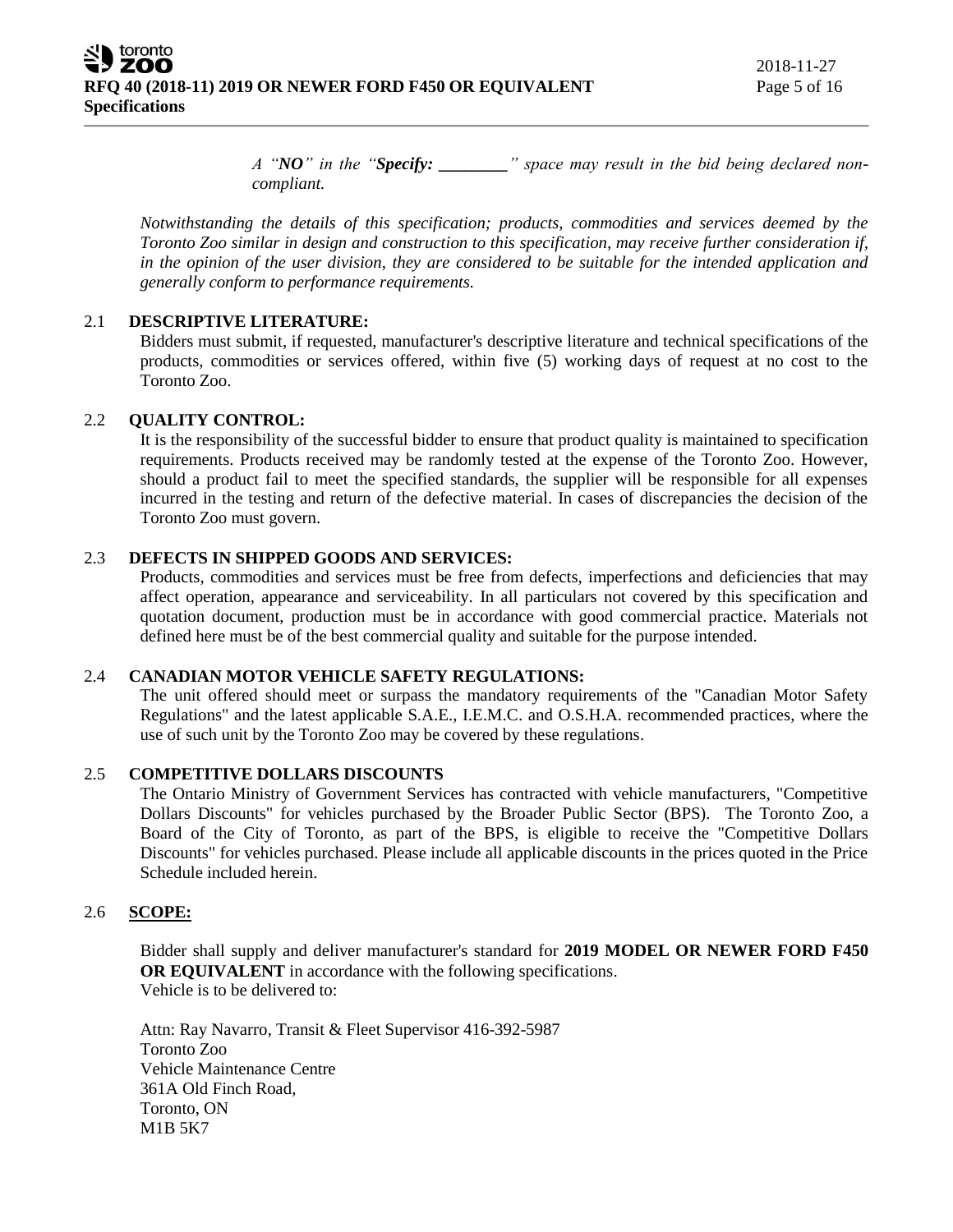*A "**NO**" in the "**Specify: ________**" space may result in the bid being declared non-compliant.*

*Notwithstanding the details of this specification; products, commodities and services deemed by the Toronto Zoo similar in design and construction to this specification, may receive further consideration if, in the opinion of the user division, they are considered to be suitable for the intended application and generally conform to performance requirements.*

## 2.1 DESCRIPTIVE LITERATURE:

Bidders must submit, if requested, manufacturer's descriptive literature and technical specifications of the products, commodities or services offered, within five (5) working days of request at no cost to the Toronto Zoo.

## 2.2 QUALITY CONTROL:

It is the responsibility of the successful bidder to ensure that product quality is maintained to specification requirements. Products received may be randomly tested at the expense of the Toronto Zoo. However, should a product fail to meet the specified standards, the supplier will be responsible for all expenses incurred in the testing and return of the defective material. In cases of discrepancies the decision of the Toronto Zoo must govern.

## 2.3 DEFECTS IN SHIPPED GOODS AND SERVICES:

Products, commodities and services must be free from defects, imperfections and deficiencies that may affect operation, appearance and serviceability. In all particulars not covered by this specification and quotation document, production must be in accordance with good commercial practice. Materials not defined here must be of the best commercial quality and suitable for the purpose intended.

## 2.4 CANADIAN MOTOR VEHICLE SAFETY REGULATIONS:

The unit offered should meet or surpass the mandatory requirements of the "Canadian Motor Safety Regulations" and the latest applicable S.A.E., I.E.M.C. and O.S.H.A. recommended practices, where the use of such unit by the Toronto Zoo may be covered by these regulations.

## 2.5 COMPETITIVE DOLLARS DISCOUNTS

The Ontario Ministry of Government Services has contracted with vehicle manufacturers, "Competitive Dollars Discounts" for vehicles purchased by the Broader Public Sector (BPS). The Toronto Zoo, a Board of the City of Toronto, as part of the BPS, is eligible to receive the "Competitive Dollars Discounts" for vehicles purchased. Please include all applicable discounts in the prices quoted in the Price Schedule included herein.

## 2.6 SCOPE:

Bidder shall supply and deliver manufacturer's standard for **2019 MODEL OR NEWER FORD F450 OR EQUIVALENT** in accordance with the following specifications.
Vehicle is to be delivered to:

Attn: Ray Navarro, Transit & Fleet Supervisor 416-392-5987
Toronto Zoo
Vehicle Maintenance Centre
361A Old Finch Road,
Toronto, ON
M1B 5K7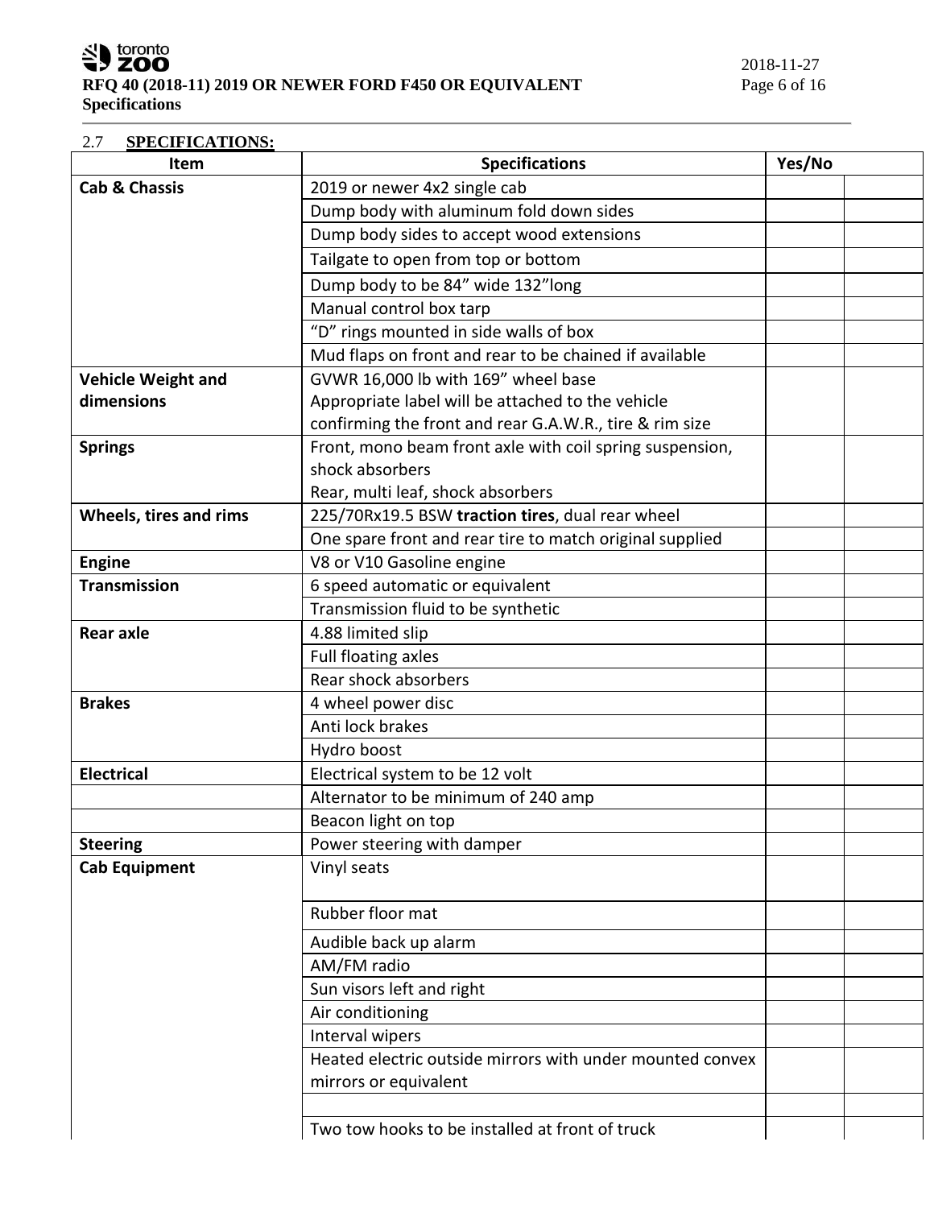## 2.7 **SPECIFICATIONS:**

| Item | Specifications | Yes/No | |
|---|---|---|---|
| **Cab & Chassis** | 2019 or newer 4x2 single cab | | |
| | Dump body with aluminum fold down sides | | |
| | Dump body sides to accept wood extensions | | |
| | Tailgate to open from top or bottom | | |
| | Dump body to be 84" wide 132"long | | |
| | Manual control box tarp | | |
| | "D" rings mounted in side walls of box | | |
| | Mud flaps on front and rear to be chained if available | | |
| **Vehicle Weight and dimensions** | GVWR 16,000 lb with 169" wheel base<br>Appropriate label will be attached to the vehicle confirming the front and rear G.A.W.R., tire & rim size | | |
| **Springs** | Front, mono beam front axle with coil spring suspension, shock absorbers<br>Rear, multi leaf, shock absorbers | | |
| **Wheels, tires and rims** | 225/70Rx19.5 BSW **traction tires**, dual rear wheel | | |
| | One spare front and rear tire to match original supplied | | |
| **Engine** | V8 or V10 Gasoline engine | | |
| **Transmission** | 6 speed automatic or equivalent | | |
| | Transmission fluid to be synthetic | | |
| **Rear axle** | 4.88 limited slip | | |
| | Full floating axles | | |
| | Rear shock absorbers | | |
| **Brakes** | 4 wheel power disc | | |
| | Anti lock brakes | | |
| | Hydro boost | | |
| **Electrical** | Electrical system to be 12 volt | | |
| | Alternator to be minimum of 240 amp | | |
| | Beacon light on top | | |
| **Steering** | Power steering with damper | | |
| **Cab Equipment** | Vinyl seats | | |
| | Rubber floor mat | | |
| | Audible back up alarm | | |
| | AM/FM radio | | |
| | Sun visors left and right | | |
| | Air conditioning | | |
| | Interval wipers | | |
| | Heated electric outside mirrors with under mounted convex mirrors or equivalent | | |
| | | | |
| | Two tow hooks to be installed at front of truck | | |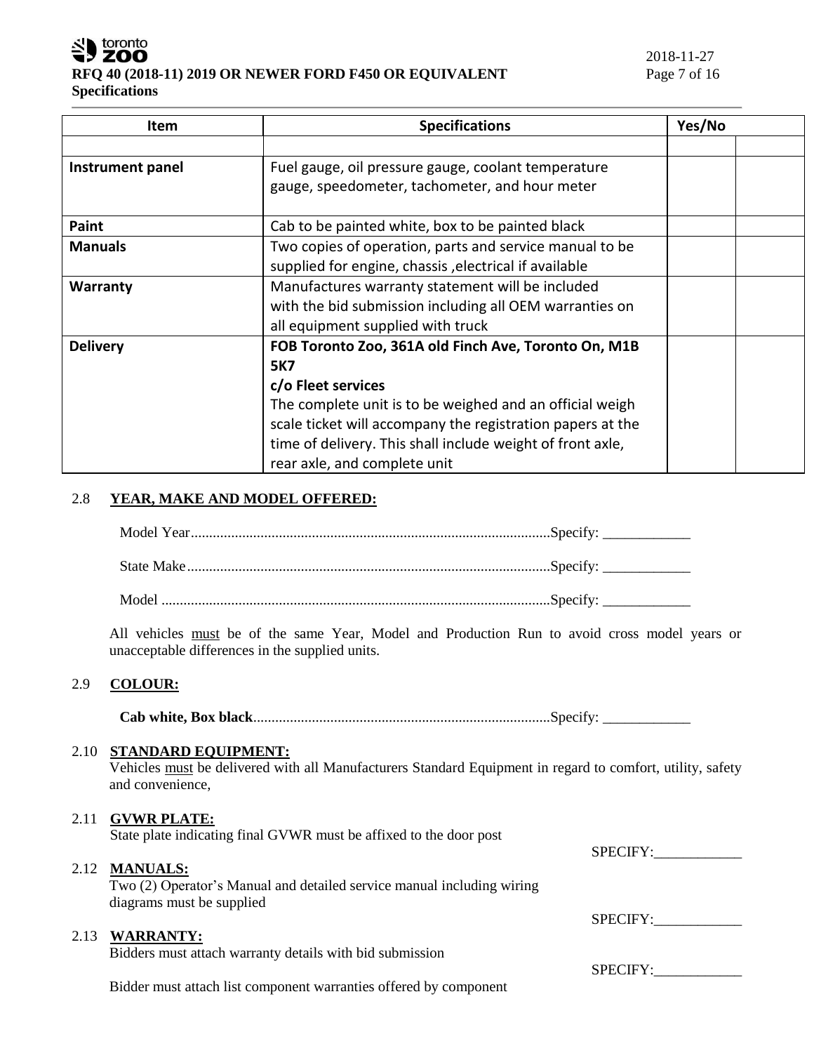| Item | Specifications | Yes/No | |
|---|---|---|---|
| | | | |
| **Instrument panel** | Fuel gauge, oil pressure gauge, coolant temperature gauge, speedometer, tachometer, and hour meter | | |
| **Paint** | Cab to be painted white, box to be painted black | | |
| **Manuals** | Two copies of operation, parts and service manual to be supplied for engine, chassis ,electrical if available | | |
| **Warranty** | Manufactures warranty statement will be included with the bid submission including all OEM warranties on all equipment supplied with truck | | |
| **Delivery** | **FOB Toronto Zoo, 361A old Finch Ave, Toronto On, M1B 5K7**<br>**c/o Fleet services**<br>The complete unit is to be weighed and an official weigh scale ticket will accompany the registration papers at the time of delivery. This shall include weight of front axle, rear axle, and complete unit | | |

## 2.8 YEAR, MAKE AND MODEL OFFERED:

Model Year.................................................................................................Specify: ____________

State Make..................................................................................................Specify: ____________

Model .........................................................................................................Specify: ____________

All vehicles must be of the same Year, Model and Production Run to avoid cross model years or unacceptable differences in the supplied units.

## 2.9 COLOUR:

**Cab white, Box black**................................................................................Specify: ____________

## 2.10 STANDARD EQUIPMENT:

Vehicles must be delivered with all Manufacturers Standard Equipment in regard to comfort, utility, safety and convenience,

## 2.11 GVWR PLATE:

State plate indicating final GVWR must be affixed to the door post

SPECIFY:____________

## 2.12 MANUALS:

Two (2) Operator's Manual and detailed service manual including wiring diagrams must be supplied

SPECIFY:____________

## 2.13 WARRANTY:

Bidders must attach warranty details with bid submission

SPECIFY:____________

Bidder must attach list component warranties offered by component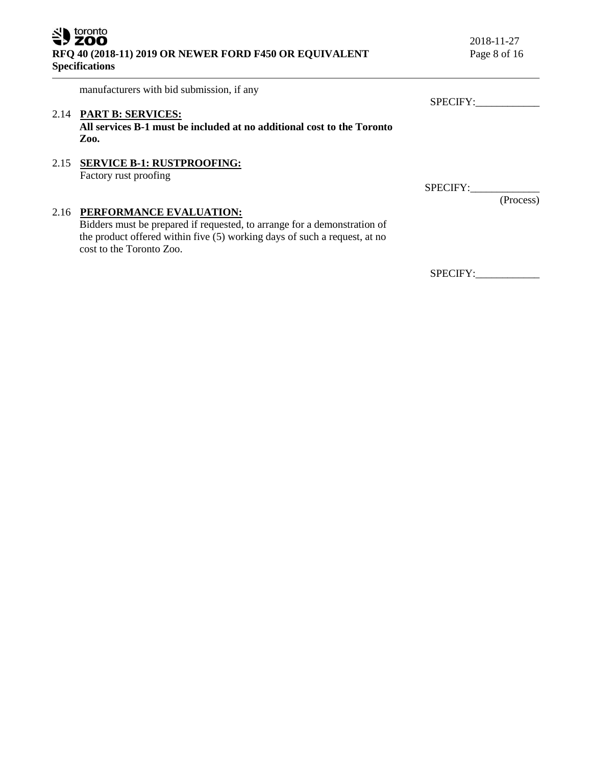manufacturers with bid submission, if any

SPECIFY:____________

2.14 **PART B: SERVICES:**
**All services B-1 must be included at no additional cost to the Toronto Zoo.**

2.15 **SERVICE B-1: RUSTPROOFING:**
Factory rust proofing

SPECIFY:_____________
(Process)

2.16 **PERFORMANCE EVALUATION:**
Bidders must be prepared if requested, to arrange for a demonstration of the product offered within five (5) working days of such a request, at no cost to the Toronto Zoo.

SPECIFY:____________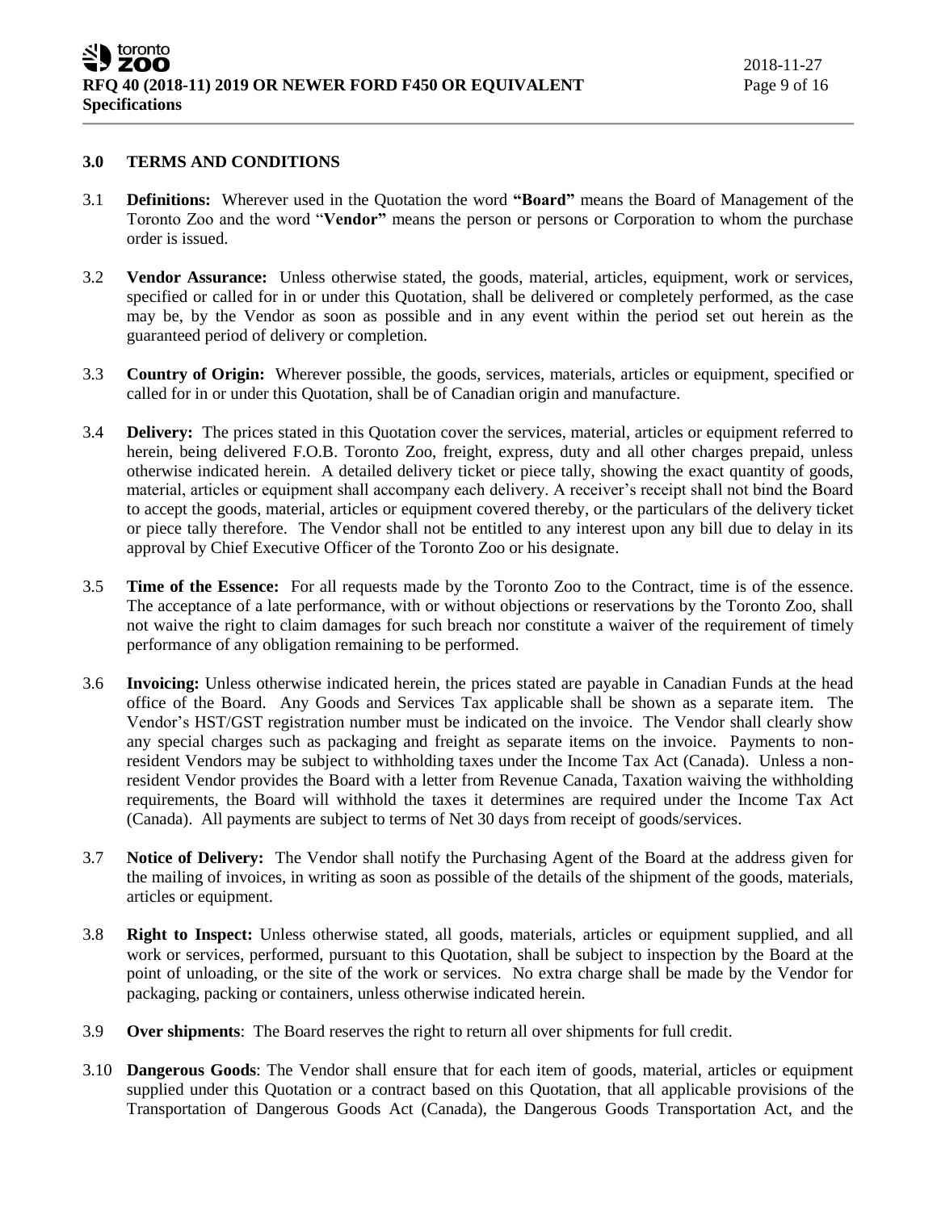## 3.0 TERMS AND CONDITIONS

3.1 **Definitions:** Wherever used in the Quotation the word **"Board"** means the Board of Management of the Toronto Zoo and the word "**Vendor"** means the person or persons or Corporation to whom the purchase order is issued.

3.2 **Vendor Assurance:** Unless otherwise stated, the goods, material, articles, equipment, work or services, specified or called for in or under this Quotation, shall be delivered or completely performed, as the case may be, by the Vendor as soon as possible and in any event within the period set out herein as the guaranteed period of delivery or completion.

3.3 **Country of Origin:** Wherever possible, the goods, services, materials, articles or equipment, specified or called for in or under this Quotation, shall be of Canadian origin and manufacture.

3.4 **Delivery:** The prices stated in this Quotation cover the services, material, articles or equipment referred to herein, being delivered F.O.B. Toronto Zoo, freight, express, duty and all other charges prepaid, unless otherwise indicated herein. A detailed delivery ticket or piece tally, showing the exact quantity of goods, material, articles or equipment shall accompany each delivery. A receiver's receipt shall not bind the Board to accept the goods, material, articles or equipment covered thereby, or the particulars of the delivery ticket or piece tally therefore. The Vendor shall not be entitled to any interest upon any bill due to delay in its approval by Chief Executive Officer of the Toronto Zoo or his designate.

3.5 **Time of the Essence:** For all requests made by the Toronto Zoo to the Contract, time is of the essence. The acceptance of a late performance, with or without objections or reservations by the Toronto Zoo, shall not waive the right to claim damages for such breach nor constitute a waiver of the requirement of timely performance of any obligation remaining to be performed.

3.6 **Invoicing:** Unless otherwise indicated herein, the prices stated are payable in Canadian Funds at the head office of the Board. Any Goods and Services Tax applicable shall be shown as a separate item. The Vendor's HST/GST registration number must be indicated on the invoice. The Vendor shall clearly show any special charges such as packaging and freight as separate items on the invoice. Payments to non-resident Vendors may be subject to withholding taxes under the Income Tax Act (Canada). Unless a non-resident Vendor provides the Board with a letter from Revenue Canada, Taxation waiving the withholding requirements, the Board will withhold the taxes it determines are required under the Income Tax Act (Canada). All payments are subject to terms of Net 30 days from receipt of goods/services.

3.7 **Notice of Delivery:** The Vendor shall notify the Purchasing Agent of the Board at the address given for the mailing of invoices, in writing as soon as possible of the details of the shipment of the goods, materials, articles or equipment.

3.8 **Right to Inspect:** Unless otherwise stated, all goods, materials, articles or equipment supplied, and all work or services, performed, pursuant to this Quotation, shall be subject to inspection by the Board at the point of unloading, or the site of the work or services. No extra charge shall be made by the Vendor for packaging, packing or containers, unless otherwise indicated herein.

3.9 **Over shipments**: The Board reserves the right to return all over shipments for full credit.

3.10 **Dangerous Goods**: The Vendor shall ensure that for each item of goods, material, articles or equipment supplied under this Quotation or a contract based on this Quotation, that all applicable provisions of the Transportation of Dangerous Goods Act (Canada), the Dangerous Goods Transportation Act, and the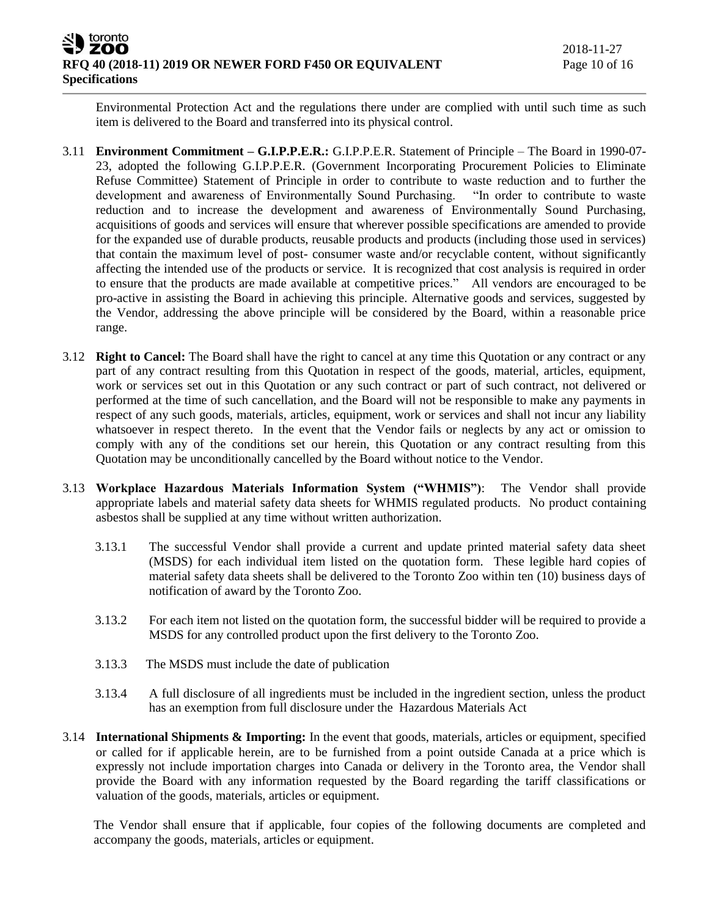Environmental Protection Act and the regulations there under are complied with until such time as such item is delivered to the Board and transferred into its physical control.

3.11 **Environment Commitment – G.I.P.P.E.R.:** G.I.P.P.E.R. Statement of Principle – The Board in 1990-07-23, adopted the following G.I.P.P.E.R. (Government Incorporating Procurement Policies to Eliminate Refuse Committee) Statement of Principle in order to contribute to waste reduction and to further the development and awareness of Environmentally Sound Purchasing. "In order to contribute to waste reduction and to increase the development and awareness of Environmentally Sound Purchasing, acquisitions of goods and services will ensure that wherever possible specifications are amended to provide for the expanded use of durable products, reusable products and products (including those used in services) that contain the maximum level of post- consumer waste and/or recyclable content, without significantly affecting the intended use of the products or service. It is recognized that cost analysis is required in order to ensure that the products are made available at competitive prices." All vendors are encouraged to be pro-active in assisting the Board in achieving this principle. Alternative goods and services, suggested by the Vendor, addressing the above principle will be considered by the Board, within a reasonable price range.

3.12 **Right to Cancel:** The Board shall have the right to cancel at any time this Quotation or any contract or any part of any contract resulting from this Quotation in respect of the goods, material, articles, equipment, work or services set out in this Quotation or any such contract or part of such contract, not delivered or performed at the time of such cancellation, and the Board will not be responsible to make any payments in respect of any such goods, materials, articles, equipment, work or services and shall not incur any liability whatsoever in respect thereto. In the event that the Vendor fails or neglects by any act or omission to comply with any of the conditions set our herein, this Quotation or any contract resulting from this Quotation may be unconditionally cancelled by the Board without notice to the Vendor.

3.13 **Workplace Hazardous Materials Information System ("WHMIS")**: The Vendor shall provide appropriate labels and material safety data sheets for WHMIS regulated products. No product containing asbestos shall be supplied at any time without written authorization.

3.13.1 The successful Vendor shall provide a current and update printed material safety data sheet (MSDS) for each individual item listed on the quotation form. These legible hard copies of material safety data sheets shall be delivered to the Toronto Zoo within ten (10) business days of notification of award by the Toronto Zoo.

3.13.2 For each item not listed on the quotation form, the successful bidder will be required to provide a MSDS for any controlled product upon the first delivery to the Toronto Zoo.

3.13.3 The MSDS must include the date of publication

3.13.4 A full disclosure of all ingredients must be included in the ingredient section, unless the product has an exemption from full disclosure under the Hazardous Materials Act

3.14 **International Shipments & Importing:** In the event that goods, materials, articles or equipment, specified or called for if applicable herein, are to be furnished from a point outside Canada at a price which is expressly not include importation charges into Canada or delivery in the Toronto area, the Vendor shall provide the Board with any information requested by the Board regarding the tariff classifications or valuation of the goods, materials, articles or equipment.

The Vendor shall ensure that if applicable, four copies of the following documents are completed and accompany the goods, materials, articles or equipment.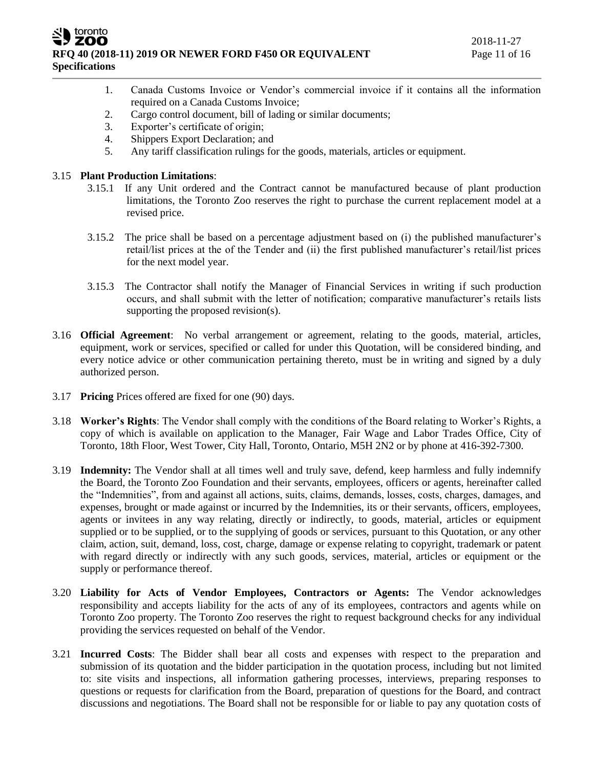1. Canada Customs Invoice or Vendor's commercial invoice if it contains all the information required on a Canada Customs Invoice;
2. Cargo control document, bill of lading or similar documents;
3. Exporter's certificate of origin;
4. Shippers Export Declaration; and
5. Any tariff classification rulings for the goods, materials, articles or equipment.

3.15 **Plant Production Limitations**:

3.15.1 If any Unit ordered and the Contract cannot be manufactured because of plant production limitations, the Toronto Zoo reserves the right to purchase the current replacement model at a revised price.

3.15.2 The price shall be based on a percentage adjustment based on (i) the published manufacturer's retail/list prices at the of the Tender and (ii) the first published manufacturer's retail/list prices for the next model year.

3.15.3 The Contractor shall notify the Manager of Financial Services in writing if such production occurs, and shall submit with the letter of notification; comparative manufacturer's retails lists supporting the proposed revision(s).

3.16 **Official Agreement**: No verbal arrangement or agreement, relating to the goods, material, articles, equipment, work or services, specified or called for under this Quotation, will be considered binding, and every notice advice or other communication pertaining thereto, must be in writing and signed by a duly authorized person.

3.17 **Pricing** Prices offered are fixed for one (90) days.

3.18 **Worker's Rights**: The Vendor shall comply with the conditions of the Board relating to Worker's Rights, a copy of which is available on application to the Manager, Fair Wage and Labor Trades Office, City of Toronto, 18th Floor, West Tower, City Hall, Toronto, Ontario, M5H 2N2 or by phone at 416-392-7300.

3.19 **Indemnity:** The Vendor shall at all times well and truly save, defend, keep harmless and fully indemnify the Board, the Toronto Zoo Foundation and their servants, employees, officers or agents, hereinafter called the "Indemnities", from and against all actions, suits, claims, demands, losses, costs, charges, damages, and expenses, brought or made against or incurred by the Indemnities, its or their servants, officers, employees, agents or invitees in any way relating, directly or indirectly, to goods, material, articles or equipment supplied or to be supplied, or to the supplying of goods or services, pursuant to this Quotation, or any other claim, action, suit, demand, loss, cost, charge, damage or expense relating to copyright, trademark or patent with regard directly or indirectly with any such goods, services, material, articles or equipment or the supply or performance thereof.

3.20 **Liability for Acts of Vendor Employees, Contractors or Agents:** The Vendor acknowledges responsibility and accepts liability for the acts of any of its employees, contractors and agents while on Toronto Zoo property. The Toronto Zoo reserves the right to request background checks for any individual providing the services requested on behalf of the Vendor.

3.21 **Incurred Costs**: The Bidder shall bear all costs and expenses with respect to the preparation and submission of its quotation and the bidder participation in the quotation process, including but not limited to: site visits and inspections, all information gathering processes, interviews, preparing responses to questions or requests for clarification from the Board, preparation of questions for the Board, and contract discussions and negotiations. The Board shall not be responsible for or liable to pay any quotation costs of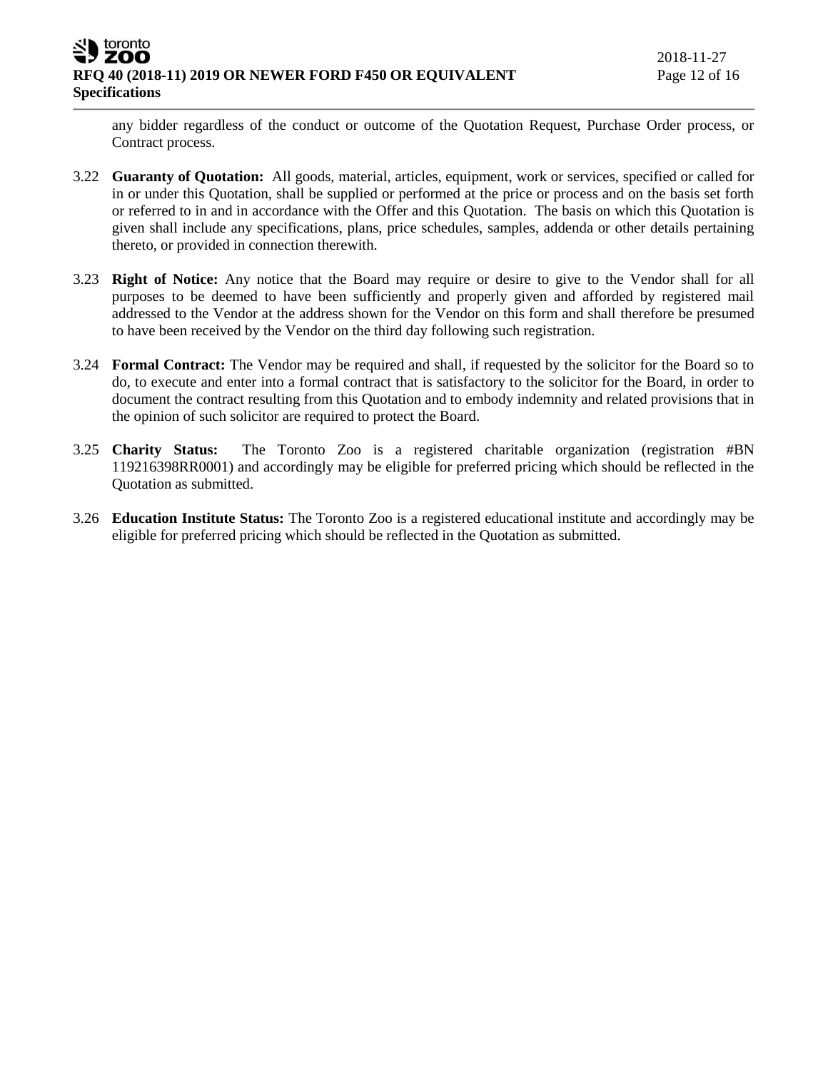any bidder regardless of the conduct or outcome of the Quotation Request, Purchase Order process, or Contract process.

3.22 **Guaranty of Quotation:** All goods, material, articles, equipment, work or services, specified or called for in or under this Quotation, shall be supplied or performed at the price or process and on the basis set forth or referred to in and in accordance with the Offer and this Quotation. The basis on which this Quotation is given shall include any specifications, plans, price schedules, samples, addenda or other details pertaining thereto, or provided in connection therewith.

3.23 **Right of Notice:** Any notice that the Board may require or desire to give to the Vendor shall for all purposes to be deemed to have been sufficiently and properly given and afforded by registered mail addressed to the Vendor at the address shown for the Vendor on this form and shall therefore be presumed to have been received by the Vendor on the third day following such registration.

3.24 **Formal Contract:** The Vendor may be required and shall, if requested by the solicitor for the Board so to do, to execute and enter into a formal contract that is satisfactory to the solicitor for the Board, in order to document the contract resulting from this Quotation and to embody indemnity and related provisions that in the opinion of such solicitor are required to protect the Board.

3.25 **Charity Status:** The Toronto Zoo is a registered charitable organization (registration #BN 119216398RR0001) and accordingly may be eligible for preferred pricing which should be reflected in the Quotation as submitted.

3.26 **Education Institute Status:** The Toronto Zoo is a registered educational institute and accordingly may be eligible for preferred pricing which should be reflected in the Quotation as submitted.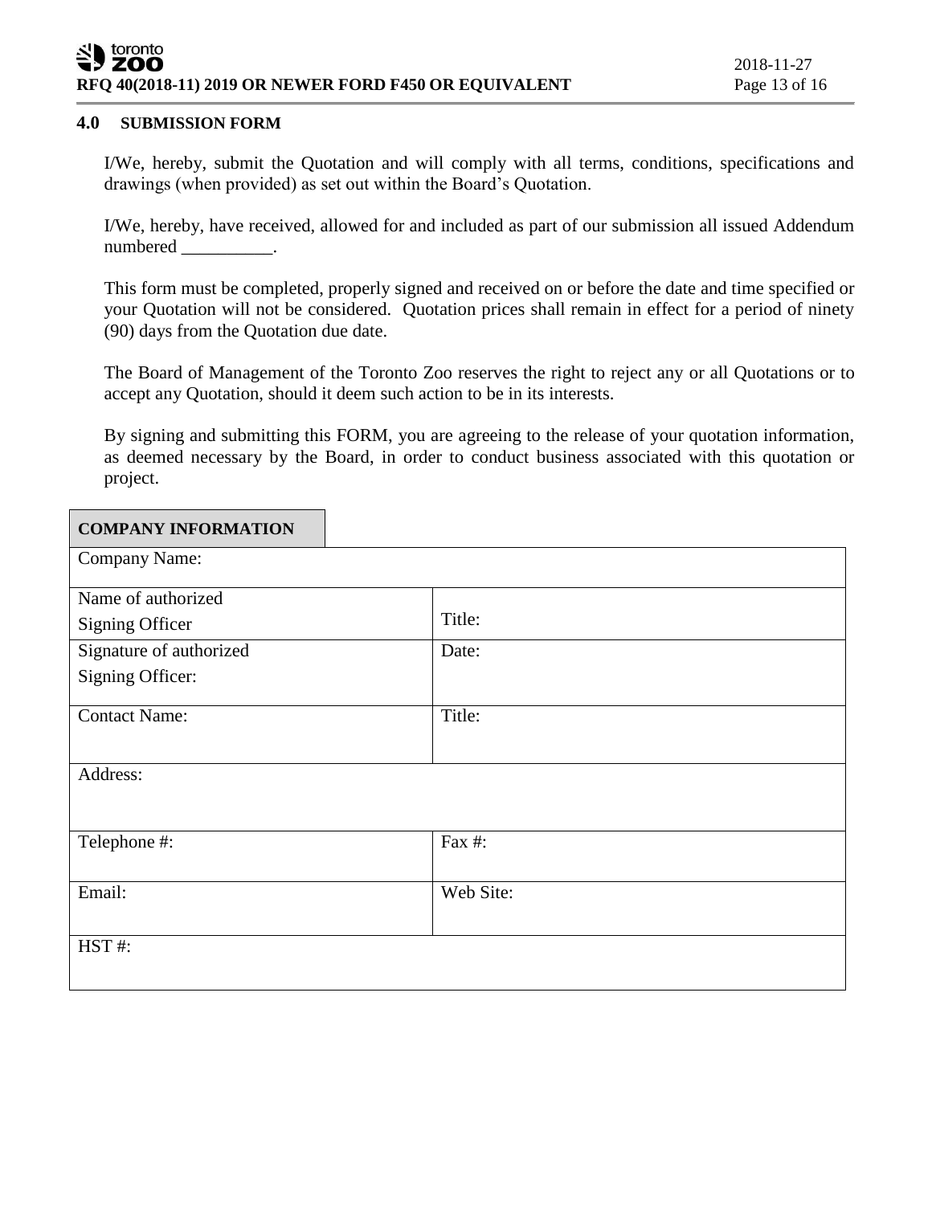## 4.0 SUBMISSION FORM

I/We, hereby, submit the Quotation and will comply with all terms, conditions, specifications and drawings (when provided) as set out within the Board's Quotation.

I/We, hereby, have received, allowed for and included as part of our submission all issued Addendum numbered __________.

This form must be completed, properly signed and received on or before the date and time specified or your Quotation will not be considered. Quotation prices shall remain in effect for a period of ninety (90) days from the Quotation due date.

The Board of Management of the Toronto Zoo reserves the right to reject any or all Quotations or to accept any Quotation, should it deem such action to be in its interests.

By signing and submitting this FORM, you are agreeing to the release of your quotation information, as deemed necessary by the Board, in order to conduct business associated with this quotation or project.

| **COMPANY INFORMATION** | |
|---|---|
| Company Name: | |
| Name of authorized Signing Officer | Title: |
| Signature of authorized Signing Officer: | Date: |
| Contact Name: | Title: |
| Address: | |
| Telephone #: | Fax #: |
| Email: | Web Site: |
| HST #: | |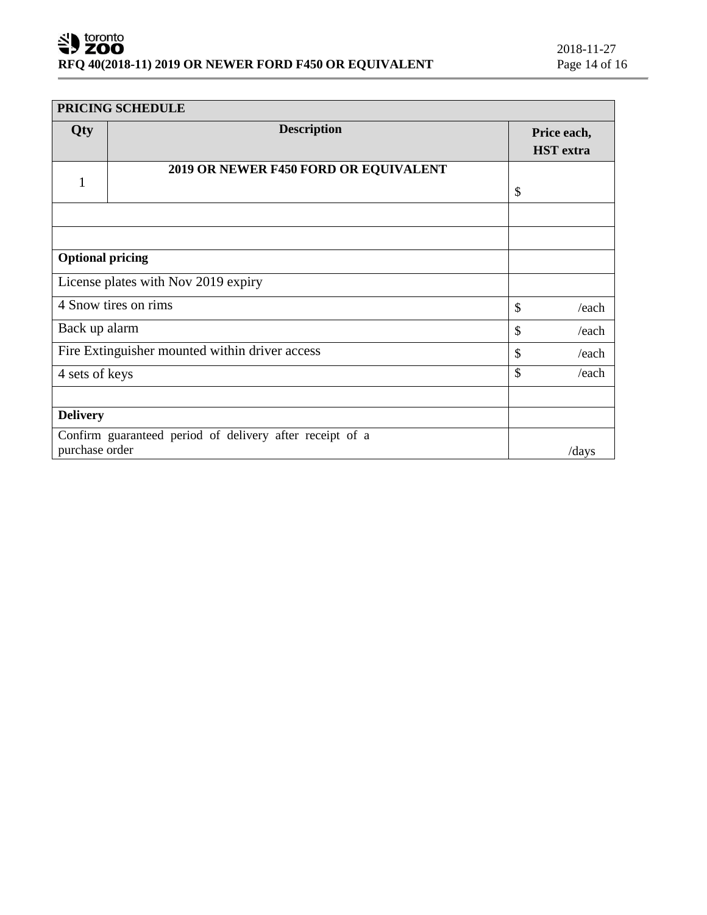| PRICING SCHEDULE | | |
|---|---|---|
| **Qty** | **Description** | **Price each, HST extra** |
| 1 | **2019 OR NEWER F450 FORD OR EQUIVALENT** | $ |
| | | |
| | | |
| **Optional pricing** | | |
| License plates with Nov 2019 expiry | | |
| 4 Snow tires on rims | | $ /each |
| Back up alarm | | $ /each |
| Fire Extinguisher mounted within driver access | | $ /each |
| 4 sets of keys | | $ /each |
| | | |
| **Delivery** | | |
| Confirm guaranteed period of delivery after receipt of a purchase order | | /days |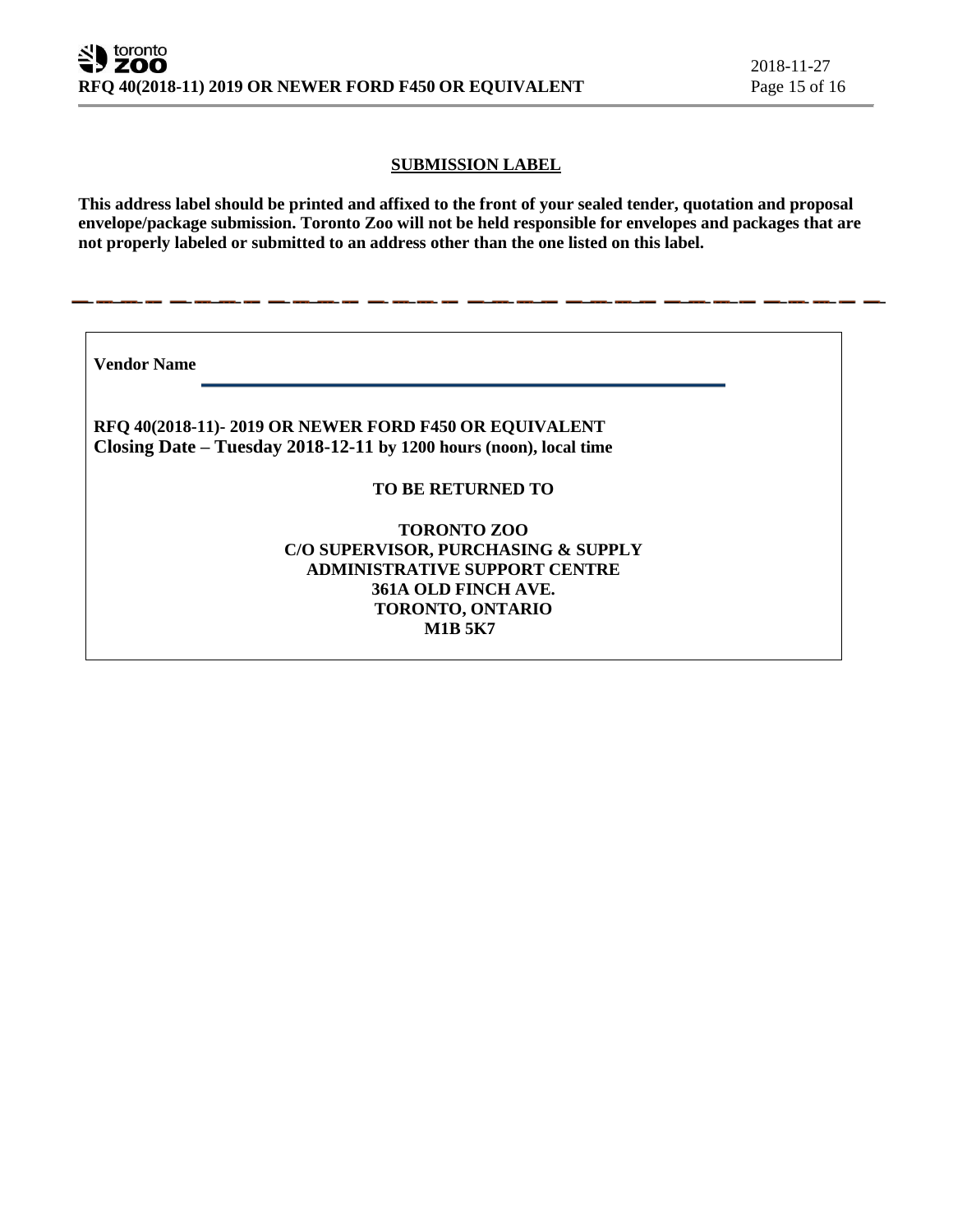## SUBMISSION LABEL

**This address label should be printed and affixed to the front of your sealed tender, quotation and proposal envelope/package submission. Toronto Zoo will not be held responsible for envelopes and packages that are not properly labeled or submitted to an address other than the one listed on this label.**

---

**Vendor Name** ______________________________________________

**RFQ 40(2018-11)- 2019 OR NEWER FORD F450 OR EQUIVALENT**
**Closing Date – Tuesday 2018-12-11 by 1200 hours (noon), local time**

**TO BE RETURNED TO**

**TORONTO ZOO**
**C/O SUPERVISOR, PURCHASING & SUPPLY**
**ADMINISTRATIVE SUPPORT CENTRE**
**361A OLD FINCH AVE.**
**TORONTO, ONTARIO**
**M1B 5K7**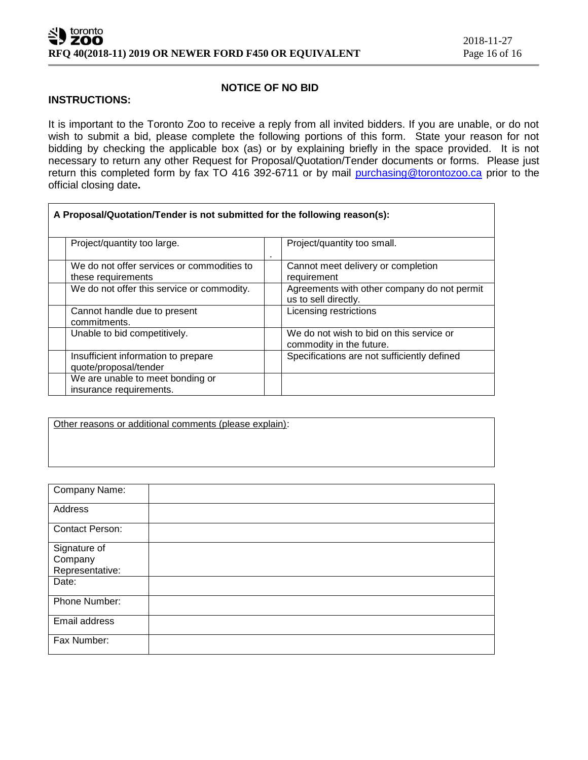## NOTICE OF NO BID

**INSTRUCTIONS:**

It is important to the Toronto Zoo to receive a reply from all invited bidders. If you are unable, or do not wish to submit a bid, please complete the following portions of this form. State your reason for not bidding by checking the applicable box (as) or by explaining briefly in the space provided. It is not necessary to return any other Request for Proposal/Quotation/Tender documents or forms. Please just return this completed form by fax TO 416 392-6711 or by mail purchasing@torontozoo.ca prior to the official closing date**.**

| **A Proposal/Quotation/Tender is not submitted for the following reason(s):** | | | |
|---|---|---|---|
| | Project/quantity too large. | . | Project/quantity too small. |
| | We do not offer services or commodities to these requirements | | Cannot meet delivery or completion requirement |
| | We do not offer this service or commodity. | | Agreements with other company do not permit us to sell directly. |
| | Cannot handle due to present commitments. | | Licensing restrictions |
| | Unable to bid competitively. | | We do not wish to bid on this service or commodity in the future. |
| | Insufficient information to prepare quote/proposal/tender | | Specifications are not sufficiently defined |
| | We are unable to meet bonding or insurance requirements. | | |

| Other reasons or additional comments (please explain): |
|---|
| |

| | |
|---|---|
| Company Name: | |
| Address | |
| Contact Person: | |
| Signature of Company Representative: | |
| Date: | |
| Phone Number: | |
| Email address | |
| Fax Number: | |